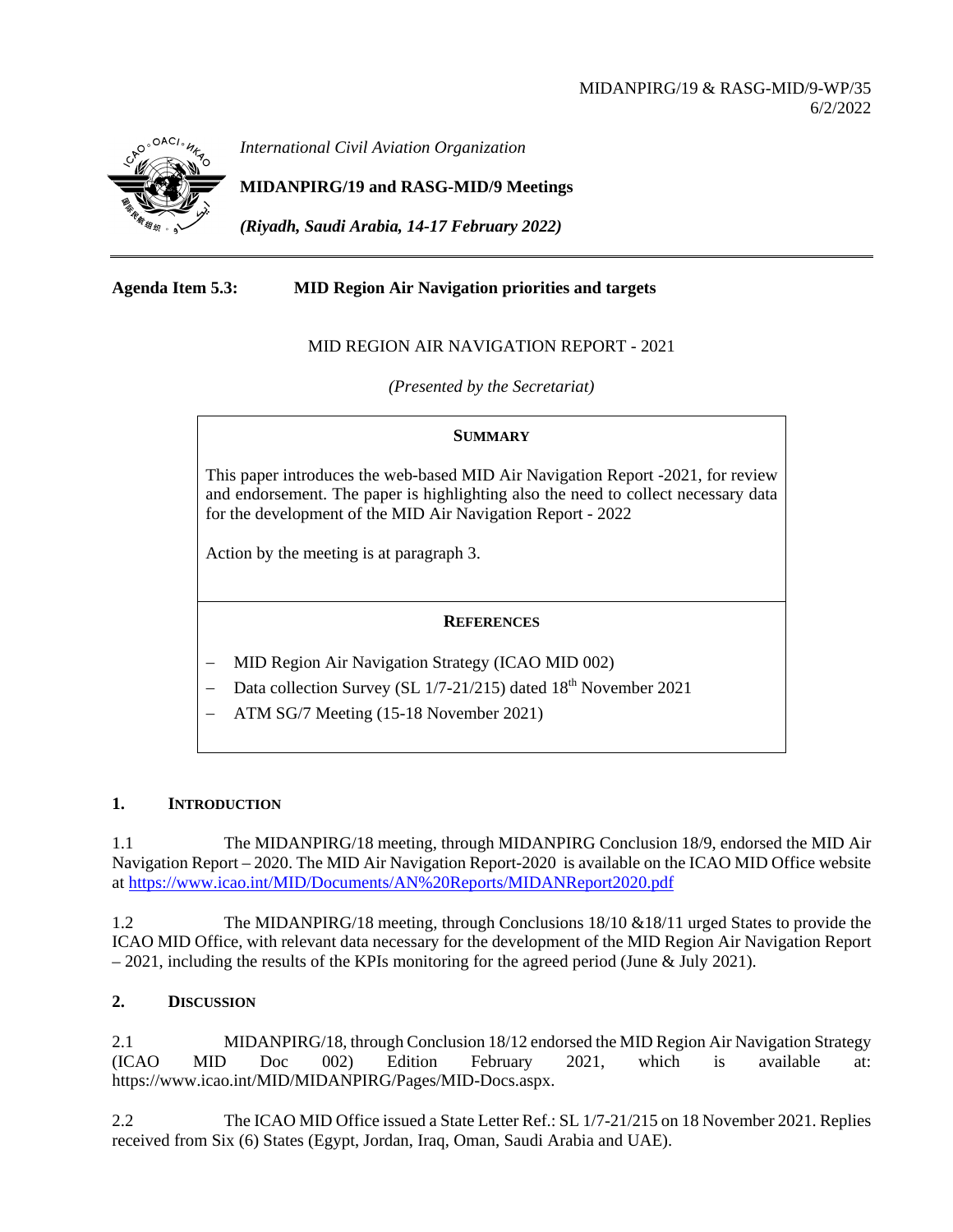MIDANPIRG/19 & RASG-MID/9-WP/35
6/2/2022

*International Civil Aviation Organization*

**MIDANPIRG/19 and RASG-MID/9 Meetings**

***(Riyadh, Saudi Arabia, 14-17 February 2022)***

---

**Agenda Item 5.3: MID Region Air Navigation priorities and targets**

MID REGION AIR NAVIGATION REPORT - 2021

*(Presented by the Secretariat)*

| **SUMMARY** |
|---|
| This paper introduces the web-based MID Air Navigation Report -2021, for review and endorsement. The paper is highlighting also the need to collect necessary data for the development of the MID Air Navigation Report - 2022<br><br>Action by the meeting is at paragraph 3. |
| **REFERENCES** |
| – MID Region Air Navigation Strategy (ICAO MID 002)<br>– Data collection Survey (SL 1/7-21/215) dated 18th November 2021<br>– ATM SG/7 Meeting (15-18 November 2021) |

## 1. INTRODUCTION

1.1 The MIDANPIRG/18 meeting, through MIDANPIRG Conclusion 18/9, endorsed the MID Air Navigation Report – 2020. The MID Air Navigation Report-2020 is available on the ICAO MID Office website at https://www.icao.int/MID/Documents/AN%20Reports/MIDANReport2020.pdf

1.2 The MIDANPIRG/18 meeting, through Conclusions 18/10 &18/11 urged States to provide the ICAO MID Office, with relevant data necessary for the development of the MID Region Air Navigation Report – 2021, including the results of the KPIs monitoring for the agreed period (June & July 2021).

## 2. DISCUSSION

2.1 MIDANPIRG/18, through Conclusion 18/12 endorsed the MID Region Air Navigation Strategy (ICAO MID Doc 002) Edition February 2021, which is available at: https://www.icao.int/MID/MIDANPIRG/Pages/MID-Docs.aspx.

2.2 The ICAO MID Office issued a State Letter Ref.: SL 1/7-21/215 on 18 November 2021. Replies received from Six (6) States (Egypt, Jordan, Iraq, Oman, Saudi Arabia and UAE).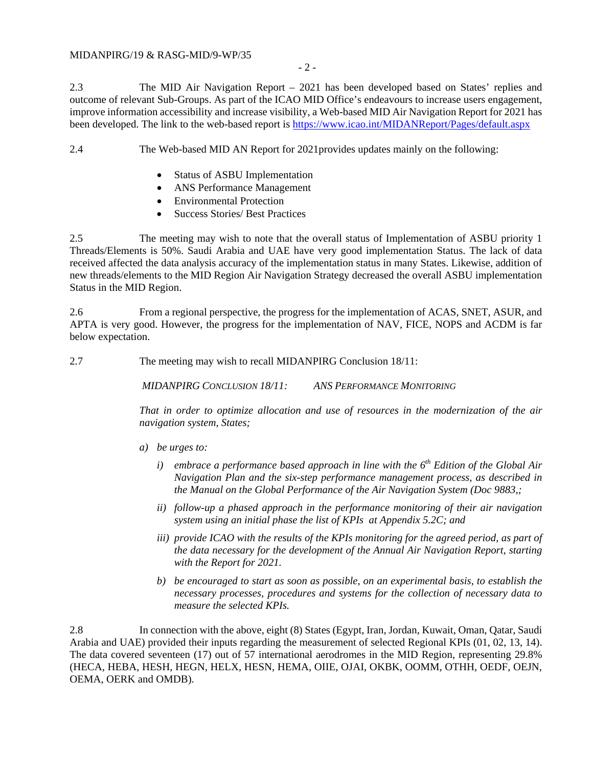2.3 The MID Air Navigation Report – 2021 has been developed based on States' replies and outcome of relevant Sub-Groups. As part of the ICAO MID Office's endeavours to increase users engagement, improve information accessibility and increase visibility, a Web-based MID Air Navigation Report for 2021 has been developed. The link to the web-based report is https://www.icao.int/MIDANReport/Pages/default.aspx

2.4 The Web-based MID AN Report for 2021provides updates mainly on the following:

- Status of ASBU Implementation
- ANS Performance Management
- Environmental Protection
- Success Stories/ Best Practices

2.5 The meeting may wish to note that the overall status of Implementation of ASBU priority 1 Threads/Elements is 50%. Saudi Arabia and UAE have very good implementation Status. The lack of data received affected the data analysis accuracy of the implementation status in many States. Likewise, addition of new threads/elements to the MID Region Air Navigation Strategy decreased the overall ASBU implementation Status in the MID Region.

2.6 From a regional perspective, the progress for the implementation of ACAS, SNET, ASUR, and APTA is very good. However, the progress for the implementation of NAV, FICE, NOPS and ACDM is far below expectation.

2.7 The meeting may wish to recall MIDANPIRG Conclusion 18/11:

*MIDANPIRG CONCLUSION 18/11: ANS PERFORMANCE MONITORING*

*That in order to optimize allocation and use of resources in the modernization of the air navigation system, States;*

*a) be urges to:*

*i) embrace a performance based approach in line with the 6th Edition of the Global Air Navigation Plan and the six-step performance management process, as described in the Manual on the Global Performance of the Air Navigation System (Doc 9883,;*

*ii) follow-up a phased approach in the performance monitoring of their air navigation system using an initial phase the list of KPIs at Appendix 5.2C; and*

*iii) provide ICAO with the results of the KPIs monitoring for the agreed period, as part of the data necessary for the development of the Annual Air Navigation Report, starting with the Report for 2021.*

*b) be encouraged to start as soon as possible, on an experimental basis, to establish the necessary processes, procedures and systems for the collection of necessary data to measure the selected KPIs.*

2.8 In connection with the above, eight (8) States (Egypt, Iran, Jordan, Kuwait, Oman, Qatar, Saudi Arabia and UAE) provided their inputs regarding the measurement of selected Regional KPIs (01, 02, 13, 14). The data covered seventeen (17) out of 57 international aerodromes in the MID Region, representing 29.8% (HECA, HEBA, HESH, HEGN, HELX, HESN, HEMA, OIIE, OJAI, OKBK, OOMM, OTHH, OEDF, OEJN, OEMA, OERK and OMDB).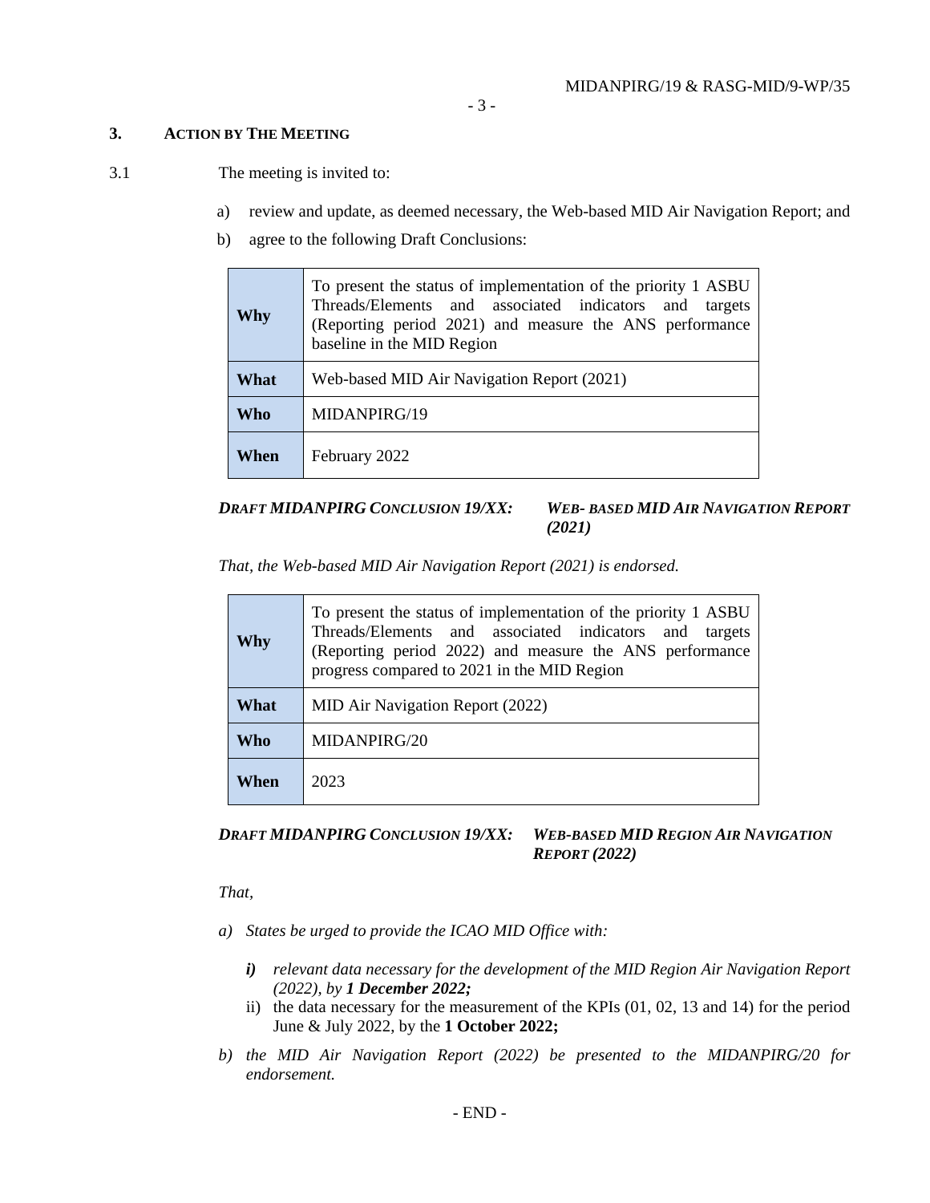## 3. ACTION BY THE MEETING

3.1 The meeting is invited to:

a) review and update, as deemed necessary, the Web-based MID Air Navigation Report; and

b) agree to the following Draft Conclusions:

| | |
|---|---|
| **Why** | To present the status of implementation of the priority 1 ASBU Threads/Elements and associated indicators and targets (Reporting period 2021) and measure the ANS performance baseline in the MID Region |
| **What** | Web-based MID Air Navigation Report (2021) |
| **Who** | MIDANPIRG/19 |
| **When** | February 2022 |

***DRAFT MIDANPIRG CONCLUSION 19/XX: WEB- BASED MID AIR NAVIGATION REPORT (2021)***

*That, the Web-based MID Air Navigation Report (2021) is endorsed.*

| | |
|---|---|
| **Why** | To present the status of implementation of the priority 1 ASBU Threads/Elements and associated indicators and targets (Reporting period 2022) and measure the ANS performance progress compared to 2021 in the MID Region |
| **What** | MID Air Navigation Report (2022) |
| **Who** | MIDANPIRG/20 |
| **When** | 2023 |

***DRAFT MIDANPIRG CONCLUSION 19/XX: WEB-BASED MID REGION AIR NAVIGATION REPORT (2022)***

*That,*

*a) States be urged to provide the ICAO MID Office with:*

*i) relevant data necessary for the development of the MID Region Air Navigation Report (2022), by **1 December 2022;***

ii) the data necessary for the measurement of the KPIs (01, 02, 13 and 14) for the period June & July 2022, by the **1 October 2022;**

*b) the MID Air Navigation Report (2022) be presented to the MIDANPIRG/20 for endorsement.*

- END -